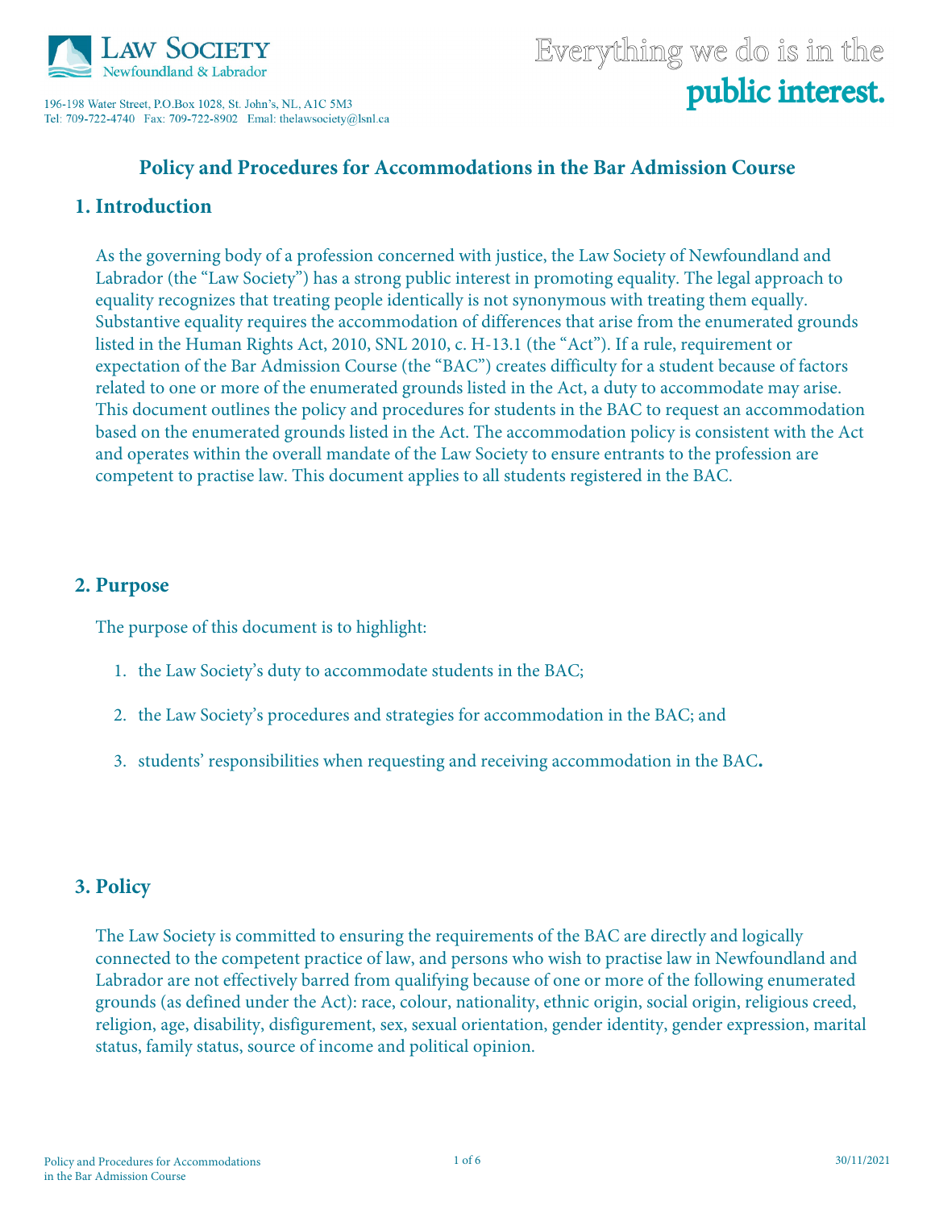Law Society Newfoundland & Labrador

196-198 Water Street, P.O.Box 1028, St. John's, NL, A1C 5M3
Tel: 709-722-4740 Fax: 709-722-8902 Emal: thelawsociety@lsnl.ca

Everything we do is in the **public interest.**

# Policy and Procedures for Accommodations in the Bar Admission Course

## 1. Introduction

As the governing body of a profession concerned with justice, the Law Society of Newfoundland and Labrador (the "Law Society") has a strong public interest in promoting equality. The legal approach to equality recognizes that treating people identically is not synonymous with treating them equally. Substantive equality requires the accommodation of differences that arise from the enumerated grounds listed in the Human Rights Act, 2010, SNL 2010, c. H-13.1 (the "Act"). If a rule, requirement or expectation of the Bar Admission Course (the "BAC") creates difficulty for a student because of factors related to one or more of the enumerated grounds listed in the Act, a duty to accommodate may arise. This document outlines the policy and procedures for students in the BAC to request an accommodation based on the enumerated grounds listed in the Act. The accommodation policy is consistent with the Act and operates within the overall mandate of the Law Society to ensure entrants to the profession are competent to practise law. This document applies to all students registered in the BAC.

## 2. Purpose

The purpose of this document is to highlight:

1. the Law Society's duty to accommodate students in the BAC;
2. the Law Society's procedures and strategies for accommodation in the BAC; and
3. students' responsibilities when requesting and receiving accommodation in the BAC.

## 3. Policy

The Law Society is committed to ensuring the requirements of the BAC are directly and logically connected to the competent practice of law, and persons who wish to practise law in Newfoundland and Labrador are not effectively barred from qualifying because of one or more of the following enumerated grounds (as defined under the Act): race, colour, nationality, ethnic origin, social origin, religious creed, religion, age, disability, disfigurement, sex, sexual orientation, gender identity, gender expression, marital status, family status, source of income and political opinion.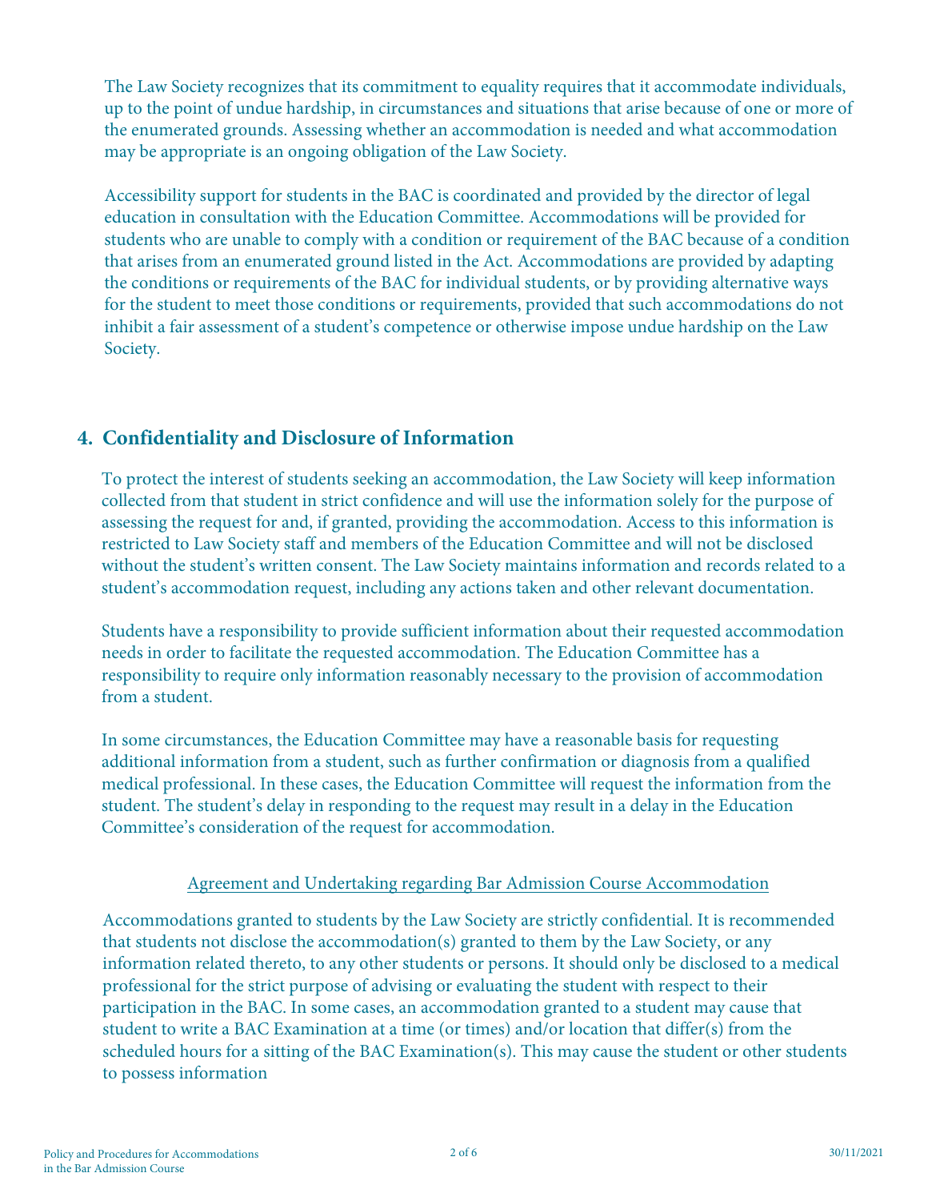The Law Society recognizes that its commitment to equality requires that it accommodate individuals, up to the point of undue hardship, in circumstances and situations that arise because of one or more of the enumerated grounds. Assessing whether an accommodation is needed and what accommodation may be appropriate is an ongoing obligation of the Law Society.

Accessibility support for students in the BAC is coordinated and provided by the director of legal education in consultation with the Education Committee. Accommodations will be provided for students who are unable to comply with a condition or requirement of the BAC because of a condition that arises from an enumerated ground listed in the Act. Accommodations are provided by adapting the conditions or requirements of the BAC for individual students, or by providing alternative ways for the student to meet those conditions or requirements, provided that such accommodations do not inhibit a fair assessment of a student's competence or otherwise impose undue hardship on the Law Society.

## 4. Confidentiality and Disclosure of Information

To protect the interest of students seeking an accommodation, the Law Society will keep information collected from that student in strict confidence and will use the information solely for the purpose of assessing the request for and, if granted, providing the accommodation. Access to this information is restricted to Law Society staff and members of the Education Committee and will not be disclosed without the student's written consent. The Law Society maintains information and records related to a student's accommodation request, including any actions taken and other relevant documentation.

Students have a responsibility to provide sufficient information about their requested accommodation needs in order to facilitate the requested accommodation. The Education Committee has a responsibility to require only information reasonably necessary to the provision of accommodation from a student.

In some circumstances, the Education Committee may have a reasonable basis for requesting additional information from a student, such as further confirmation or diagnosis from a qualified medical professional. In these cases, the Education Committee will request the information from the student. The student's delay in responding to the request may result in a delay in the Education Committee's consideration of the request for accommodation.

<u>Agreement and Undertaking regarding Bar Admission Course Accommodation</u>

Accommodations granted to students by the Law Society are strictly confidential. It is recommended that students not disclose the accommodation(s) granted to them by the Law Society, or any information related thereto, to any other students or persons. It should only be disclosed to a medical professional for the strict purpose of advising or evaluating the student with respect to their participation in the BAC. In some cases, an accommodation granted to a student may cause that student to write a BAC Examination at a time (or times) and/or location that differ(s) from the scheduled hours for a sitting of the BAC Examination(s). This may cause the student or other students to possess information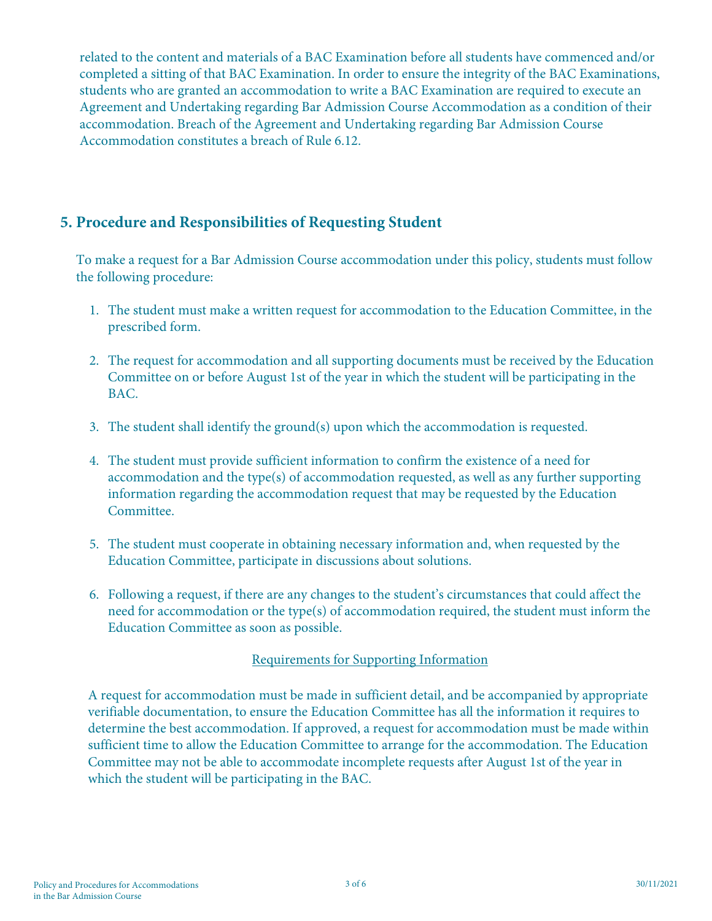related to the content and materials of a BAC Examination before all students have commenced and/or completed a sitting of that BAC Examination. In order to ensure the integrity of the BAC Examinations, students who are granted an accommodation to write a BAC Examination are required to execute an Agreement and Undertaking regarding Bar Admission Course Accommodation as a condition of their accommodation. Breach of the Agreement and Undertaking regarding Bar Admission Course Accommodation constitutes a breach of Rule 6.12.

## 5. Procedure and Responsibilities of Requesting Student

To make a request for a Bar Admission Course accommodation under this policy, students must follow the following procedure:

1. The student must make a written request for accommodation to the Education Committee, in the prescribed form.

2. The request for accommodation and all supporting documents must be received by the Education Committee on or before August 1st of the year in which the student will be participating in the BAC.

3. The student shall identify the ground(s) upon which the accommodation is requested.

4. The student must provide sufficient information to confirm the existence of a need for accommodation and the type(s) of accommodation requested, as well as any further supporting information regarding the accommodation request that may be requested by the Education Committee.

5. The student must cooperate in obtaining necessary information and, when requested by the Education Committee, participate in discussions about solutions.

6. Following a request, if there are any changes to the student's circumstances that could affect the need for accommodation or the type(s) of accommodation required, the student must inform the Education Committee as soon as possible.

<u>Requirements for Supporting Information</u>

A request for accommodation must be made in sufficient detail, and be accompanied by appropriate verifiable documentation, to ensure the Education Committee has all the information it requires to determine the best accommodation. If approved, a request for accommodation must be made within sufficient time to allow the Education Committee to arrange for the accommodation. The Education Committee may not be able to accommodate incomplete requests after August 1st of the year in which the student will be participating in the BAC.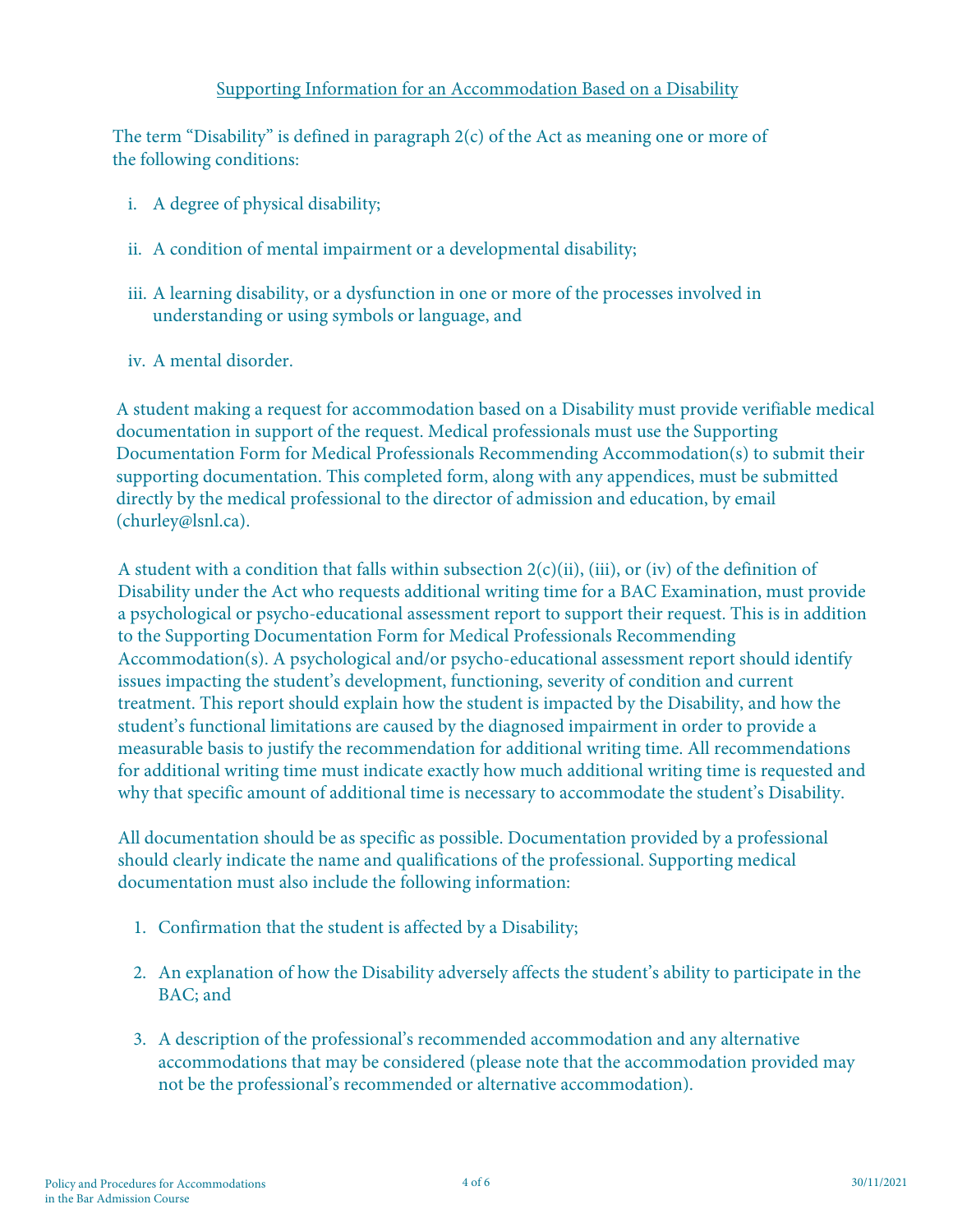## Supporting Information for an Accommodation Based on a Disability

The term "Disability" is defined in paragraph 2(c) of the Act as meaning one or more of the following conditions:

i. A degree of physical disability;

ii. A condition of mental impairment or a developmental disability;

iii. A learning disability, or a dysfunction in one or more of the processes involved in understanding or using symbols or language, and

iv. A mental disorder.

A student making a request for accommodation based on a Disability must provide verifiable medical documentation in support of the request. Medical professionals must use the Supporting Documentation Form for Medical Professionals Recommending Accommodation(s) to submit their supporting documentation. This completed form, along with any appendices, must be submitted directly by the medical professional to the director of admission and education, by email (churley@lsnl.ca).

A student with a condition that falls within subsection 2(c)(ii), (iii), or (iv) of the definition of Disability under the Act who requests additional writing time for a BAC Examination, must provide a psychological or psycho-educational assessment report to support their request. This is in addition to the Supporting Documentation Form for Medical Professionals Recommending Accommodation(s). A psychological and/or psycho-educational assessment report should identify issues impacting the student's development, functioning, severity of condition and current treatment. This report should explain how the student is impacted by the Disability, and how the student's functional limitations are caused by the diagnosed impairment in order to provide a measurable basis to justify the recommendation for additional writing time. All recommendations for additional writing time must indicate exactly how much additional writing time is requested and why that specific amount of additional time is necessary to accommodate the student's Disability.

All documentation should be as specific as possible. Documentation provided by a professional should clearly indicate the name and qualifications of the professional. Supporting medical documentation must also include the following information:

1. Confirmation that the student is affected by a Disability;

2. An explanation of how the Disability adversely affects the student's ability to participate in the BAC; and

3. A description of the professional's recommended accommodation and any alternative accommodations that may be considered (please note that the accommodation provided may not be the professional's recommended or alternative accommodation).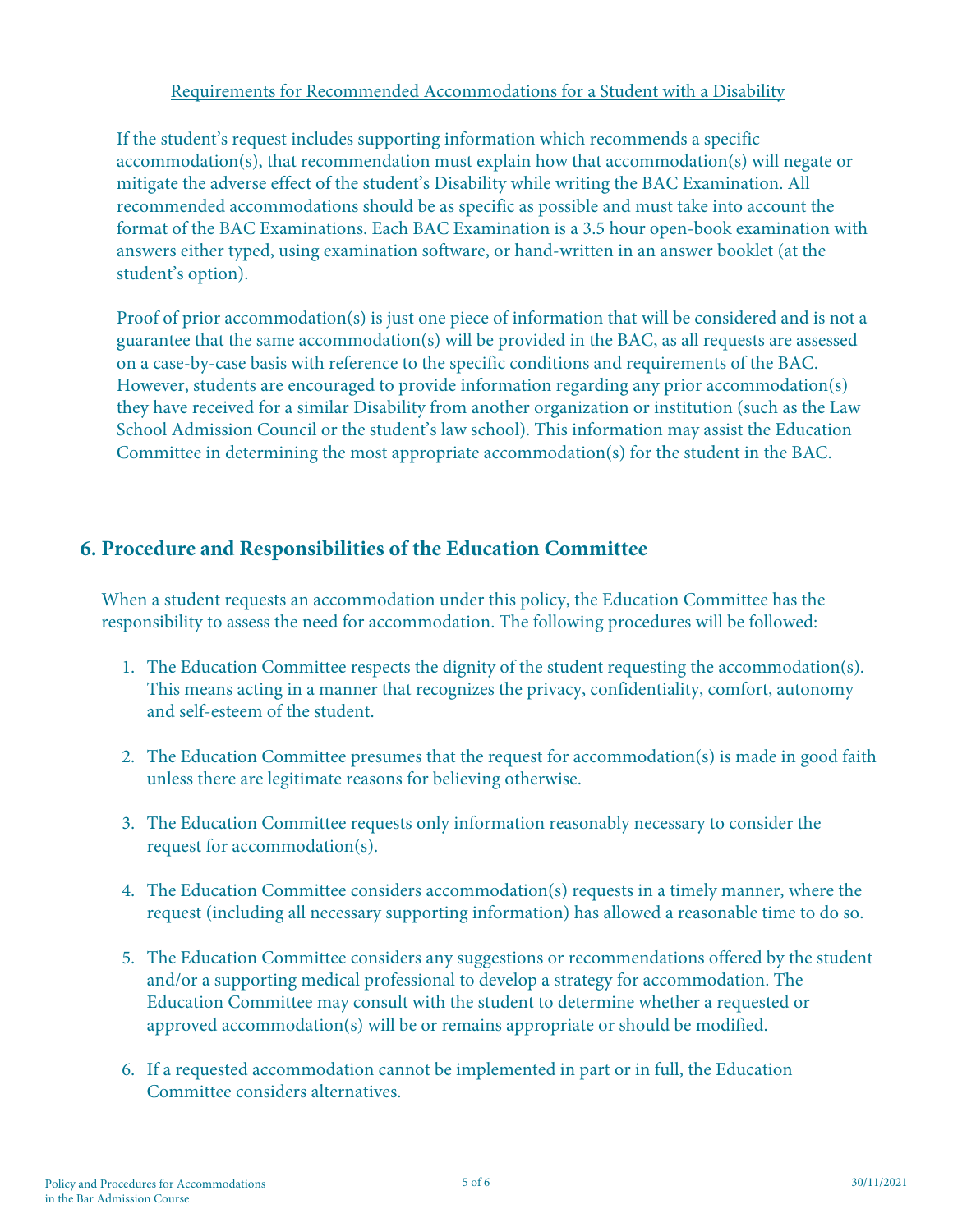Requirements for Recommended Accommodations for a Student with a Disability

If the student's request includes supporting information which recommends a specific accommodation(s), that recommendation must explain how that accommodation(s) will negate or mitigate the adverse effect of the student's Disability while writing the BAC Examination. All recommended accommodations should be as specific as possible and must take into account the format of the BAC Examinations. Each BAC Examination is a 3.5 hour open-book examination with answers either typed, using examination software, or hand-written in an answer booklet (at the student's option).

Proof of prior accommodation(s) is just one piece of information that will be considered and is not a guarantee that the same accommodation(s) will be provided in the BAC, as all requests are assessed on a case-by-case basis with reference to the specific conditions and requirements of the BAC. However, students are encouraged to provide information regarding any prior accommodation(s) they have received for a similar Disability from another organization or institution (such as the Law School Admission Council or the student's law school). This information may assist the Education Committee in determining the most appropriate accommodation(s) for the student in the BAC.

## 6. Procedure and Responsibilities of the Education Committee

When a student requests an accommodation under this policy, the Education Committee has the responsibility to assess the need for accommodation. The following procedures will be followed:

1. The Education Committee respects the dignity of the student requesting the accommodation(s). This means acting in a manner that recognizes the privacy, confidentiality, comfort, autonomy and self-esteem of the student.

2. The Education Committee presumes that the request for accommodation(s) is made in good faith unless there are legitimate reasons for believing otherwise.

3. The Education Committee requests only information reasonably necessary to consider the request for accommodation(s).

4. The Education Committee considers accommodation(s) requests in a timely manner, where the request (including all necessary supporting information) has allowed a reasonable time to do so.

5. The Education Committee considers any suggestions or recommendations offered by the student and/or a supporting medical professional to develop a strategy for accommodation. The Education Committee may consult with the student to determine whether a requested or approved accommodation(s) will be or remains appropriate or should be modified.

6. If a requested accommodation cannot be implemented in part or in full, the Education Committee considers alternatives.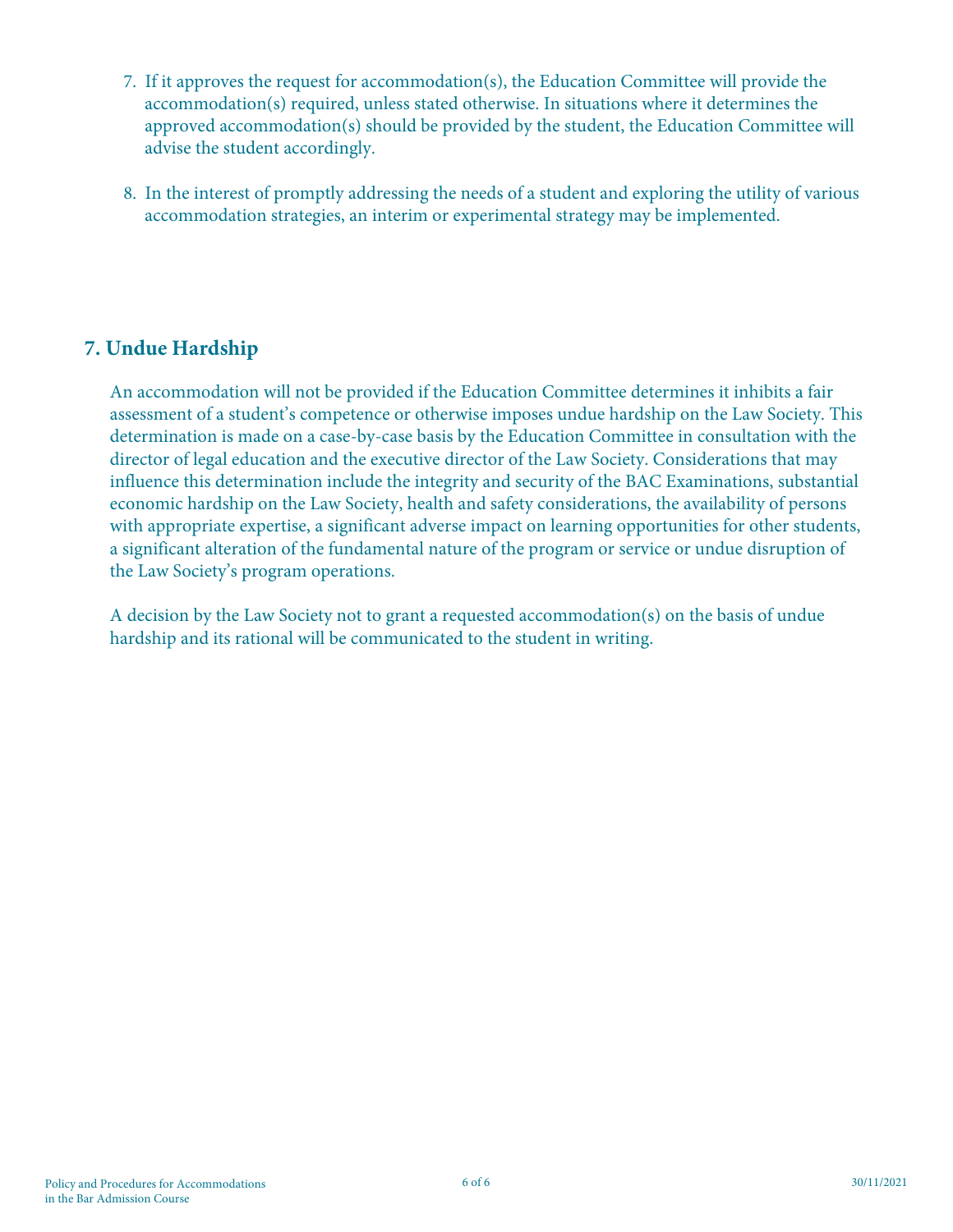7. If it approves the request for accommodation(s), the Education Committee will provide the accommodation(s) required, unless stated otherwise. In situations where it determines the approved accommodation(s) should be provided by the student, the Education Committee will advise the student accordingly.

8. In the interest of promptly addressing the needs of a student and exploring the utility of various accommodation strategies, an interim or experimental strategy may be implemented.

## 7. Undue Hardship

An accommodation will not be provided if the Education Committee determines it inhibits a fair assessment of a student's competence or otherwise imposes undue hardship on the Law Society. This determination is made on a case-by-case basis by the Education Committee in consultation with the director of legal education and the executive director of the Law Society. Considerations that may influence this determination include the integrity and security of the BAC Examinations, substantial economic hardship on the Law Society, health and safety considerations, the availability of persons with appropriate expertise, a significant adverse impact on learning opportunities for other students, a significant alteration of the fundamental nature of the program or service or undue disruption of the Law Society's program operations.

A decision by the Law Society not to grant a requested accommodation(s) on the basis of undue hardship and its rational will be communicated to the student in writing.